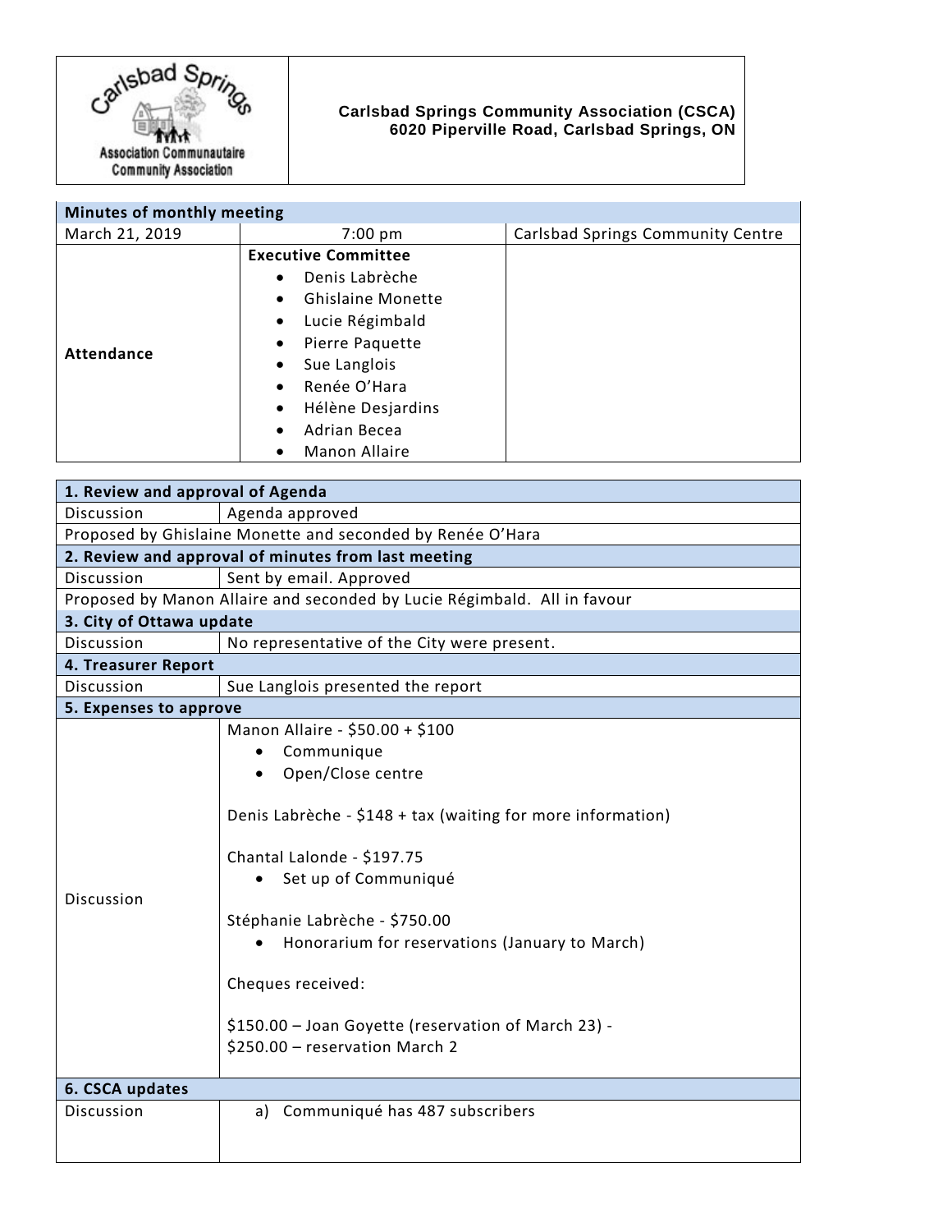Carlsbad Springs Association Communautaire Community Association

**Carlsbad Springs Community Association (CSCA)**
**6020 Piperville Road, Carlsbad Springs, ON**

| **Minutes of monthly meeting** | | |
|---|---|---|
| March 21, 2019 | 7:00 pm | Carlsbad Springs Community Centre |
| **Attendance** | **Executive Committee**<br>• Denis Labrèche<br>• Ghislaine Monette<br>• Lucie Régimbald<br>• Pierre Paquette<br>• Sue Langlois<br>• Renée O'Hara<br>• Hélène Desjardins<br>• Adrian Becea<br>• Manon Allaire | |

| **1. Review and approval of Agenda** | |
|---|---|
| Discussion | Agenda approved |
| Proposed by Ghislaine Monette and seconded by Renée O'Hara | |
| **2. Review and approval of minutes from last meeting** | |
| Discussion | Sent by email. Approved |
| Proposed by Manon Allaire and seconded by Lucie Régimbald. All in favour | |
| **3. City of Ottawa update** | |
| Discussion | No representative of the City were present. |
| **4. Treasurer Report** | |
| Discussion | Sue Langlois presented the report |
| **5. Expenses to approve** | |
| Discussion | Manon Allaire - $50.00 + $100<br>• Communique<br>• Open/Close centre<br><br>Denis Labrèche - $148 + tax (waiting for more information)<br><br>Chantal Lalonde - $197.75<br>• Set up of Communiqué<br><br>Stéphanie Labrèche - $750.00<br>• Honorarium for reservations (January to March)<br><br>Cheques received:<br><br>$150.00 – Joan Goyette (reservation of March 23) -<br>$250.00 – reservation March 2 |
| **6. CSCA updates** | |
| Discussion | a) Communiqué has 487 subscribers |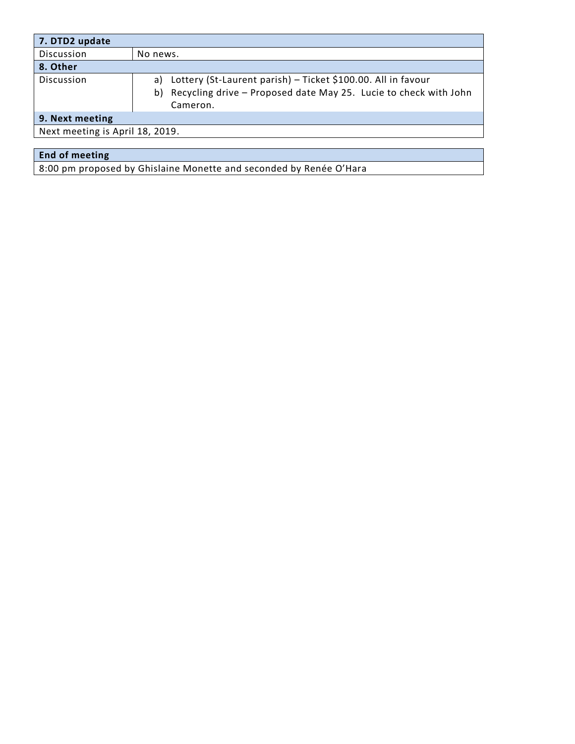| 7. DTD2 update | |
|---|---|
| Discussion | No news. |
| **8. Other** | |
| Discussion | a) Lottery (St-Laurent parish) – Ticket $100.00. All in favour<br>b) Recycling drive – Proposed date May 25. Lucie to check with John Cameron. |
| **9. Next meeting** | |
| Next meeting is April 18, 2019. | |

| End of meeting |
|---|
| 8:00 pm proposed by Ghislaine Monette and seconded by Renée O'Hara |